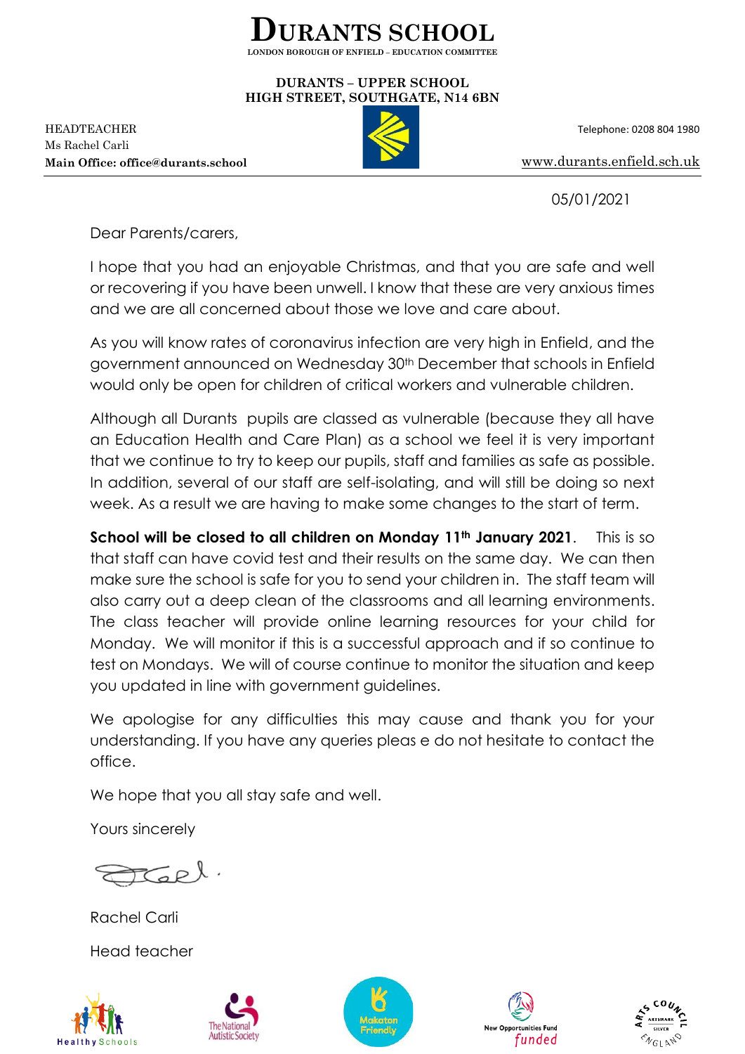# DURANTS SCHOOL

LONDON BOROUGH OF ENFIELD – EDUCATION COMMITTEE

**DURANTS – UPPER SCHOOL**
**HIGH STREET, SOUTHGATE, N14 6BN**

HEADTEACHER
Ms Rachel Carli
**Main Office: office@durants.school**

Telephone: 0208 804 1980
www.durants.enfield.sch.uk

05/01/2021

Dear Parents/carers,

I hope that you had an enjoyable Christmas, and that you are safe and well or recovering if you have been unwell. I know that these are very anxious times and we are all concerned about those we love and care about.

As you will know rates of coronavirus infection are very high in Enfield, and the government announced on Wednesday 30th December that schools in Enfield would only be open for children of critical workers and vulnerable children.

Although all Durants pupils are classed as vulnerable (because they all have an Education Health and Care Plan) as a school we feel it is very important that we continue to try to keep our pupils, staff and families as safe as possible. In addition, several of our staff are self-isolating, and will still be doing so next week. As a result we are having to make some changes to the start of term.

**School will be closed to all children on Monday 11th January 2021**. This is so that staff can have covid test and their results on the same day. We can then make sure the school is safe for you to send your children in. The staff team will also carry out a deep clean of the classrooms and all learning environments. The class teacher will provide online learning resources for your child for Monday. We will monitor if this is a successful approach and if so continue to test on Mondays. We will of course continue to monitor the situation and keep you updated in line with government guidelines.

We apologise for any difficulties this may cause and thank you for your understanding. If you have any queries pleas e do not hesitate to contact the office.

We hope that you all stay safe and well.

Yours sincerely

Rachel Carli

Head teacher

Healthy Schools | The National Autistic Society | Makaton Friendly | New Opportunities Fund funded | Arts Council England Artsmark Silver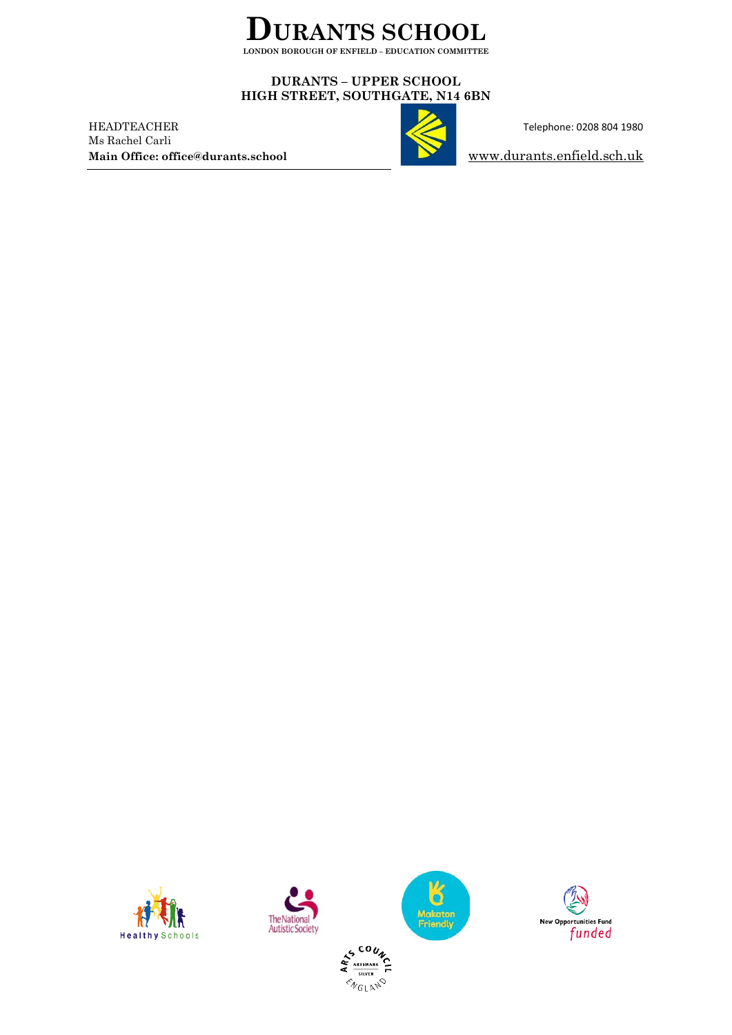# DURANTS SCHOOL

LONDON BOROUGH OF ENFIELD – EDUCATION COMMITTEE

**DURANTS – UPPER SCHOOL**
**HIGH STREET, SOUTHGATE, N14 6BN**

HEADTEACHER
Ms Rachel Carli
**Main Office: office@durants.school**

Telephone: 0208 804 1980

www.durants.enfield.sch.uk

Healthy Schools

The National Autistic Society

Makaton Friendly

New Opportunities Fund funded

ARTS COUNCIL ARTSMARK SILVER ENGLAND